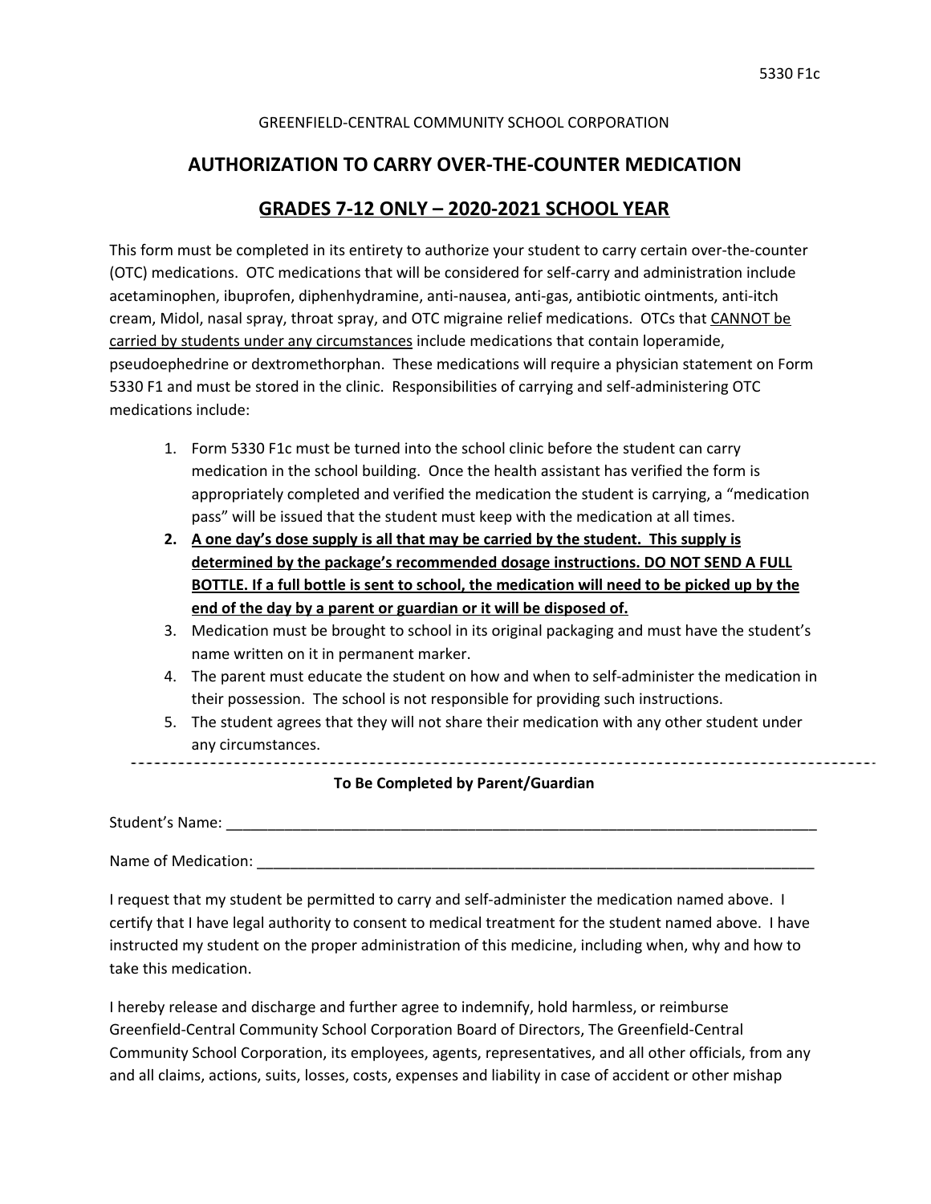5330 F1c

GREENFIELD-CENTRAL COMMUNITY SCHOOL CORPORATION

# AUTHORIZATION TO CARRY OVER-THE-COUNTER MEDICATION

## GRADES 7-12 ONLY – 2020-2021 SCHOOL YEAR

This form must be completed in its entirety to authorize your student to carry certain over-the-counter (OTC) medications. OTC medications that will be considered for self-carry and administration include acetaminophen, ibuprofen, diphenhydramine, anti-nausea, anti-gas, antibiotic ointments, anti-itch cream, Midol, nasal spray, throat spray, and OTC migraine relief medications. OTCs that <u>CANNOT be carried by students under any circumstances</u> include medications that contain loperamide, pseudoephedrine or dextromethorphan. These medications will require a physician statement on Form 5330 F1 and must be stored in the clinic. Responsibilities of carrying and self-administering OTC medications include:

1. Form 5330 F1c must be turned into the school clinic before the student can carry medication in the school building. Once the health assistant has verified the form is appropriately completed and verified the medication the student is carrying, a "medication pass" will be issued that the student must keep with the medication at all times.
2. **<u>A one day's dose supply is all that may be carried by the student. This supply is determined by the package's recommended dosage instructions. DO NOT SEND A FULL BOTTLE. If a full bottle is sent to school, the medication will need to be picked up by the end of the day by a parent or guardian or it will be disposed of.</u>**
3. Medication must be brought to school in its original packaging and must have the student's name written on it in permanent marker.
4. The parent must educate the student on how and when to self-administer the medication in their possession. The school is not responsible for providing such instructions.
5. The student agrees that they will not share their medication with any other student under any circumstances.

---

**To Be Completed by Parent/Guardian**

Student's Name: ___________________________________________________________________________

Name of Medication: _______________________________________________________________________

I request that my student be permitted to carry and self-administer the medication named above. I certify that I have legal authority to consent to medical treatment for the student named above. I have instructed my student on the proper administration of this medicine, including when, why and how to take this medication.

I hereby release and discharge and further agree to indemnify, hold harmless, or reimburse Greenfield-Central Community School Corporation Board of Directors, The Greenfield-Central Community School Corporation, its employees, agents, representatives, and all other officials, from any and all claims, actions, suits, losses, costs, expenses and liability in case of accident or other mishap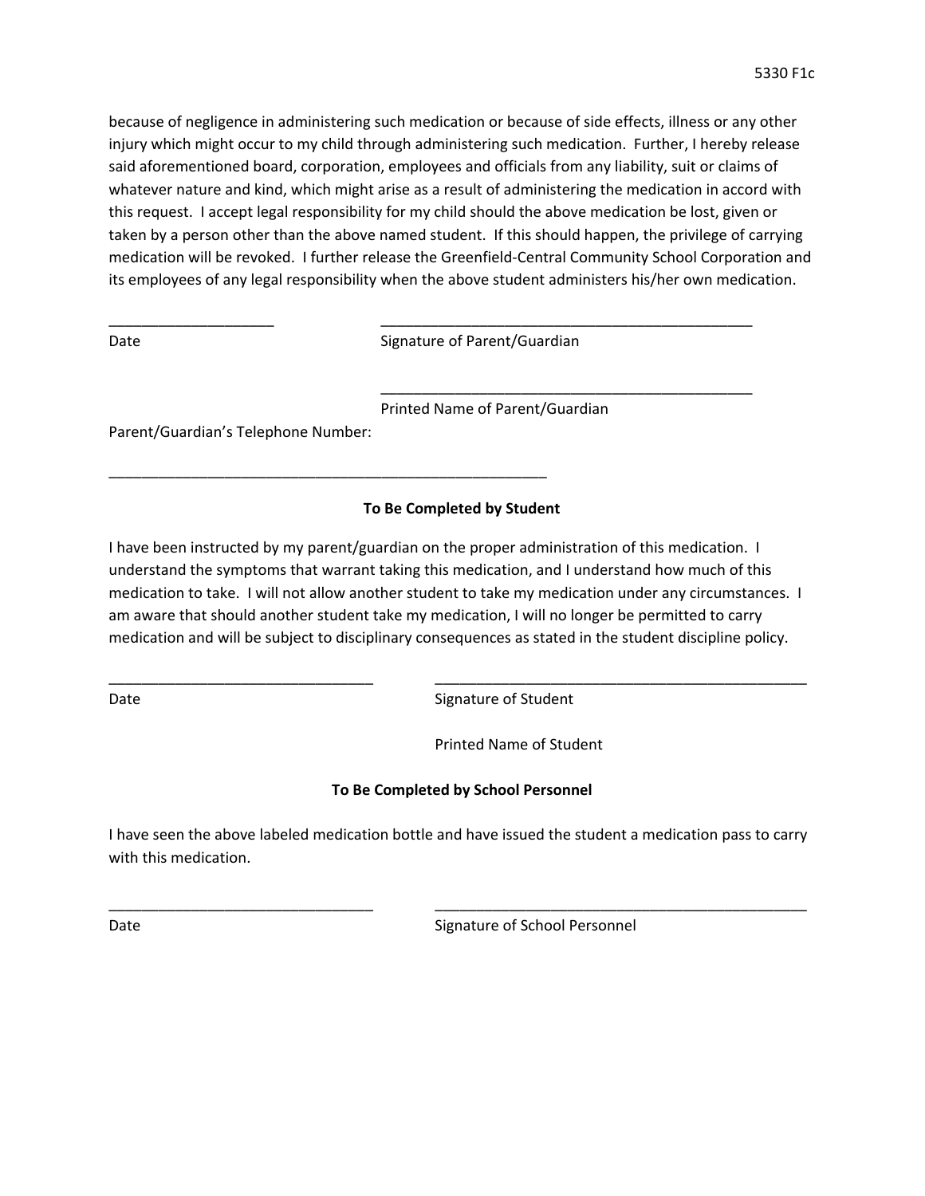because of negligence in administering such medication or because of side effects, illness or any other injury which might occur to my child through administering such medication. Further, I hereby release said aforementioned board, corporation, employees and officials from any liability, suit or claims of whatever nature and kind, which might arise as a result of administering the medication in accord with this request. I accept legal responsibility for my child should the above medication be lost, given or taken by a person other than the above named student. If this should happen, the privilege of carrying medication will be revoked. I further release the Greenfield-Central Community School Corporation and its employees of any legal responsibility when the above student administers his/her own medication.

____________________ ______________________________________________

Date Signature of Parent/Guardian

______________________________________________

Printed Name of Parent/Guardian

Parent/Guardian's Telephone Number:

______________________________________________________

**To Be Completed by Student**

I have been instructed by my parent/guardian on the proper administration of this medication. I understand the symptoms that warrant taking this medication, and I understand how much of this medication to take. I will not allow another student to take my medication under any circumstances. I am aware that should another student take my medication, I will no longer be permitted to carry medication and will be subject to disciplinary consequences as stated in the student discipline policy.

________________________________ ______________________________________________

Date Signature of Student

Printed Name of Student

**To Be Completed by School Personnel**

I have seen the above labeled medication bottle and have issued the student a medication pass to carry with this medication.

________________________________ ______________________________________________

Date Signature of School Personnel